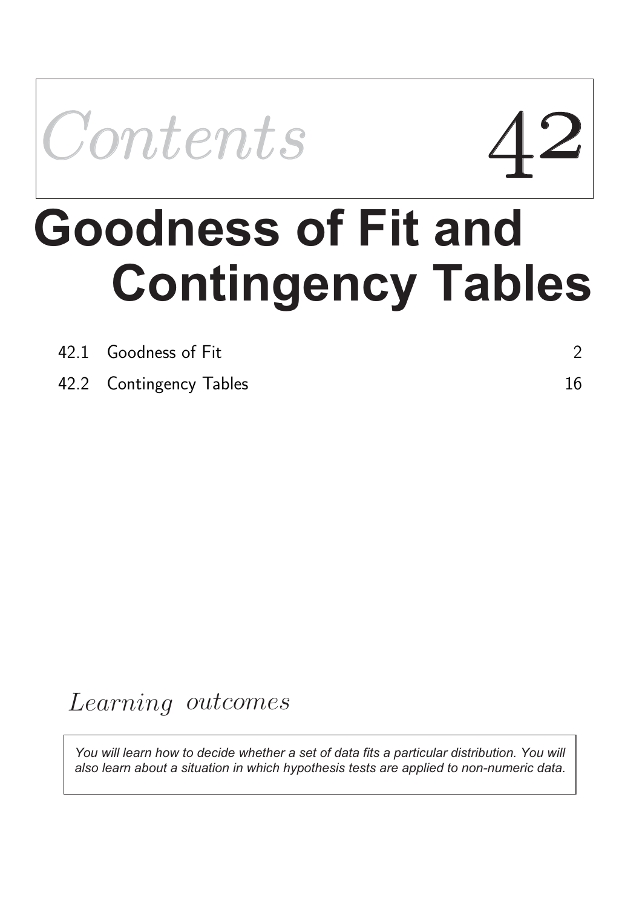# Contents 42

# Goodness of Fit and Contingency Tables

| | | |
|---|---|---|
| 42.1 | Goodness of Fit | 2 |
| 42.2 | Contingency Tables | 16 |

## *Learning outcomes*

*You will learn how to decide whether a set of data fits a particular distribution. You will also learn about a situation in which hypothesis tests are applied to non-numeric data.*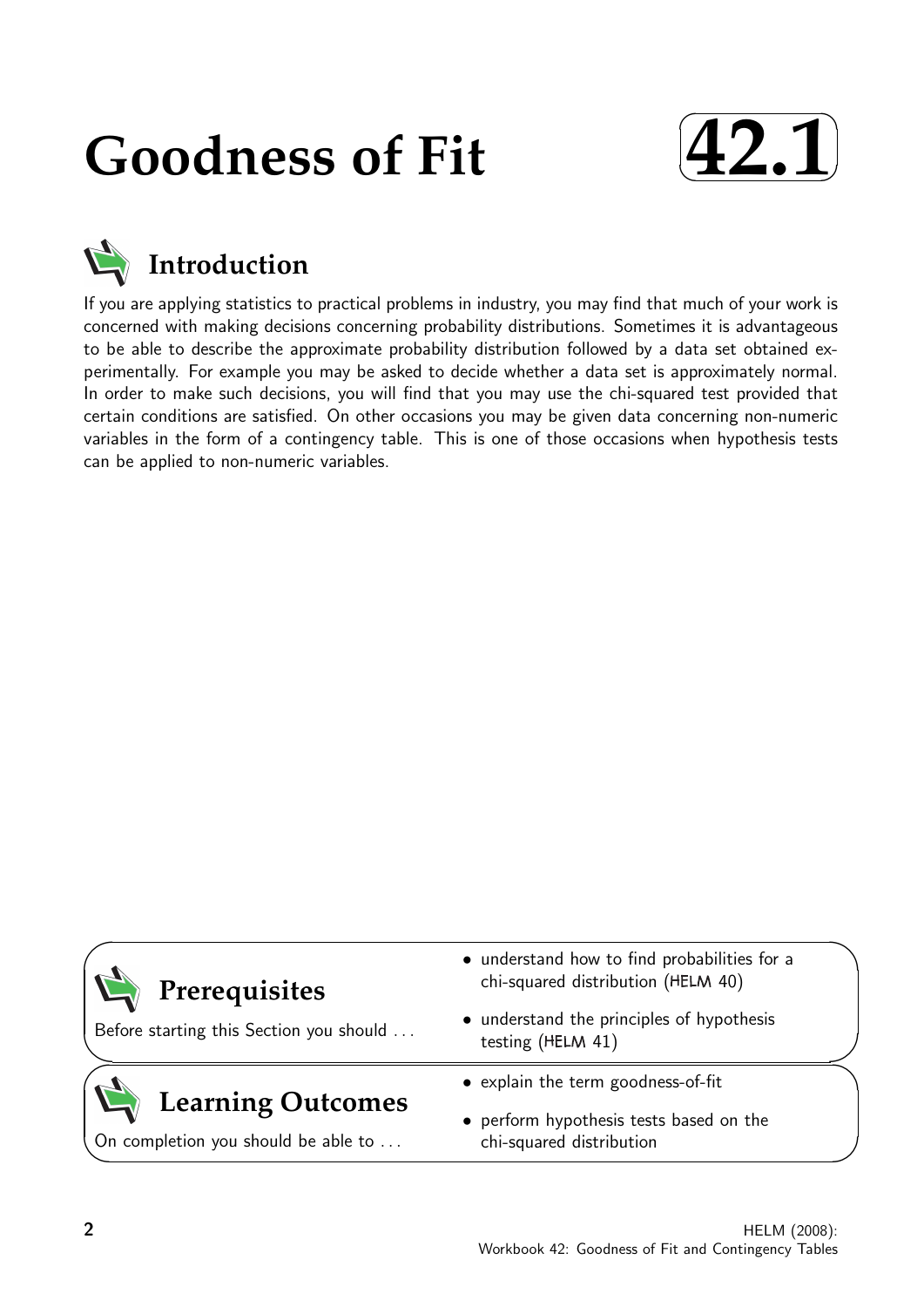# Goodness of Fit

**42.1**

## Introduction

If you are applying statistics to practical problems in industry, you may find that much of your work is concerned with making decisions concerning probability distributions. Sometimes it is advantageous to be able to describe the approximate probability distribution followed by a data set obtained experimentally. For example you may be asked to decide whether a data set is approximately normal. In order to make such decisions, you will find that you may use the chi-squared test provided that certain conditions are satisfied. On other occasions you may be given data concerning non-numeric variables in the form of a contingency table. This is one of those occasions when hypothesis tests can be applied to non-numeric variables.

## Prerequisites

Before starting this Section you should ...

- understand how to find probabilities for a chi-squared distribution (HELM 40)
- understand the principles of hypothesis testing (HELM 41)

## Learning Outcomes

On completion you should be able to ...

- explain the term goodness-of-fit
- perform hypothesis tests based on the chi-squared distribution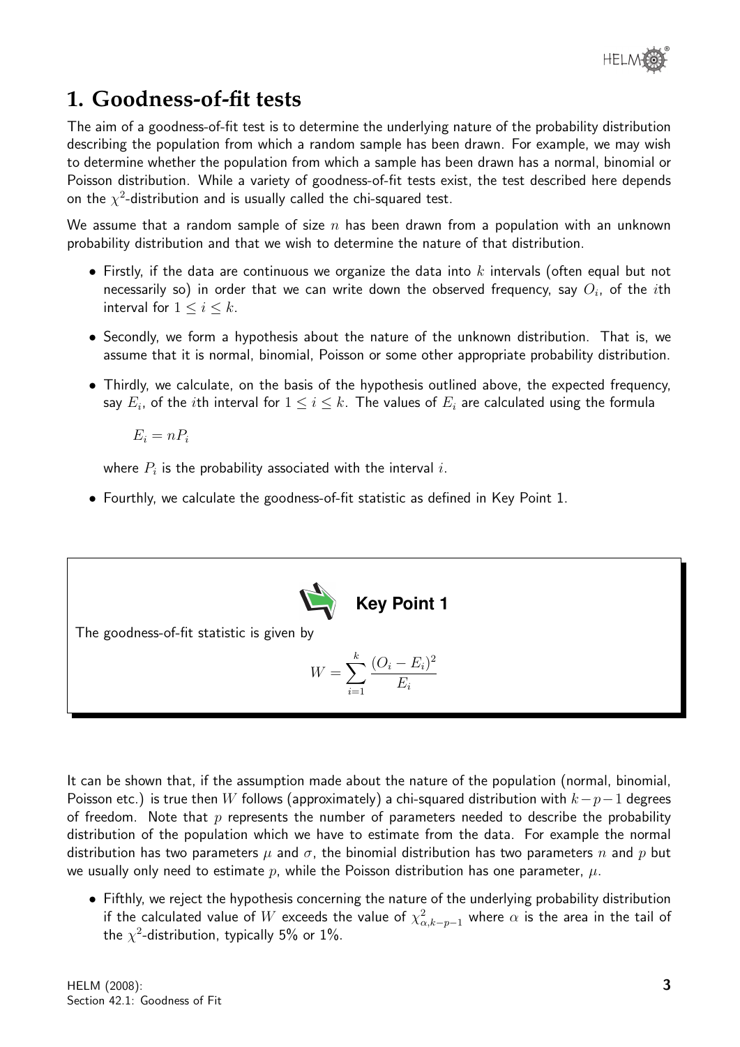# 1. Goodness-of-fit tests

The aim of a goodness-of-fit test is to determine the underlying nature of the probability distribution describing the population from which a random sample has been drawn. For example, we may wish to determine whether the population from which a sample has been drawn has a normal, binomial or Poisson distribution. While a variety of goodness-of-fit tests exist, the test described here depends on the $\chi^2$-distribution and is usually called the chi-squared test.

We assume that a random sample of size $n$ has been drawn from a population with an unknown probability distribution and that we wish to determine the nature of that distribution.

- Firstly, if the data are continuous we organize the data into $k$ intervals (often equal but not necessarily so) in order that we can write down the observed frequency, say $O_i$, of the $i$th interval for $1 \leq i \leq k$.
- Secondly, we form a hypothesis about the nature of the unknown distribution. That is, we assume that it is normal, binomial, Poisson or some other appropriate probability distribution.
- Thirdly, we calculate, on the basis of the hypothesis outlined above, the expected frequency, say $E_i$, of the $i$th interval for $1 \leq i \leq k$. The values of $E_i$ are calculated using the formula

  $$E_i = nP_i$$

  where $P_i$ is the probability associated with the interval $i$.
- Fourthly, we calculate the goodness-of-fit statistic as defined in Key Point 1.

**Key Point 1**

The goodness-of-fit statistic is given by

$$W = \sum_{i=1}^{k} \frac{(O_i - E_i)^2}{E_i}$$

It can be shown that, if the assumption made about the nature of the population (normal, binomial, Poisson etc.) is true then $W$ follows (approximately) a chi-squared distribution with $k-p-1$ degrees of freedom. Note that $p$ represents the number of parameters needed to describe the probability distribution of the population which we have to estimate from the data. For example the normal distribution has two parameters $\mu$ and $\sigma$, the binomial distribution has two parameters $n$ and $p$ but we usually only need to estimate $p$, while the Poisson distribution has one parameter, $\mu$.

- Fifthly, we reject the hypothesis concerning the nature of the underlying probability distribution if the calculated value of $W$ exceeds the value of $\chi^2_{\alpha,k-p-1}$ where $\alpha$ is the area in the tail of the $\chi^2$-distribution, typically 5% or 1%.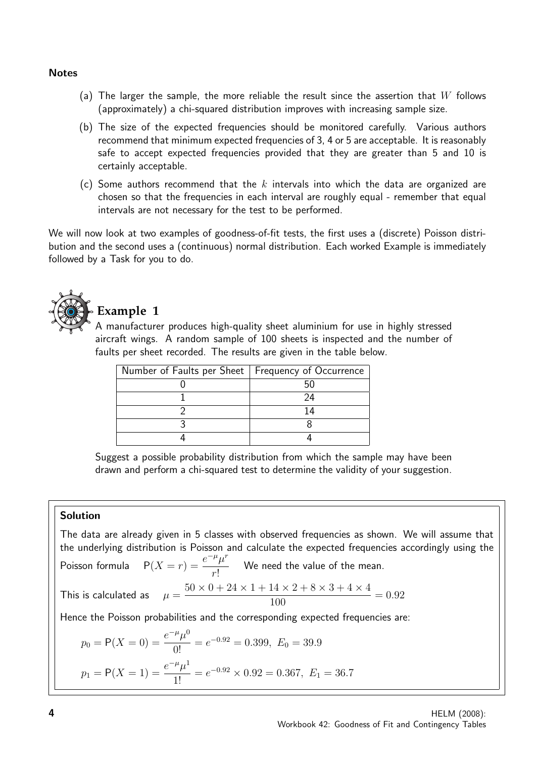**Notes**

(a) The larger the sample, the more reliable the result since the assertion that $W$ follows (approximately) a chi-squared distribution improves with increasing sample size.

(b) The size of the expected frequencies should be monitored carefully. Various authors recommend that minimum expected frequencies of 3, 4 or 5 are acceptable. It is reasonably safe to accept expected frequencies provided that they are greater than 5 and 10 is certainly acceptable.

(c) Some authors recommend that the $k$ intervals into which the data are organized are chosen so that the frequencies in each interval are roughly equal - remember that equal intervals are not necessary for the test to be performed.

We will now look at two examples of goodness-of-fit tests, the first uses a (discrete) Poisson distribution and the second uses a (continuous) normal distribution. Each worked Example is immediately followed by a Task for you to do.

## Example 1

A manufacturer produces high-quality sheet aluminium for use in highly stressed aircraft wings. A random sample of 100 sheets is inspected and the number of faults per sheet recorded. The results are given in the table below.

| Number of Faults per Sheet | Frequency of Occurrence |
| --- | --- |
| 0 | 50 |
| 1 | 24 |
| 2 | 14 |
| 3 | 8 |
| 4 | 4 |

Suggest a possible probability distribution from which the sample may have been drawn and perform a chi-squared test to determine the validity of your suggestion.

**Solution**

The data are already given in 5 classes with observed frequencies as shown. We will assume that the underlying distribution is Poisson and calculate the expected frequencies accordingly using the Poisson formula $\quad \mathsf{P}(X = r) = \dfrac{e^{-\mu}\mu^r}{r!} \quad$ We need the value of the mean.

This is calculated as $\quad \mu = \dfrac{50 \times 0 + 24 \times 1 + 14 \times 2 + 8 \times 3 + 4 \times 4}{100} = 0.92$

Hence the Poisson probabilities and the corresponding expected frequencies are:

$$p_0 = \mathsf{P}(X = 0) = \frac{e^{-\mu}\mu^0}{0!} = e^{-0.92} = 0.399, \; E_0 = 39.9$$

$$p_1 = \mathsf{P}(X = 1) = \frac{e^{-\mu}\mu^1}{1!} = e^{-0.92} \times 0.92 = 0.367, \; E_1 = 36.7$$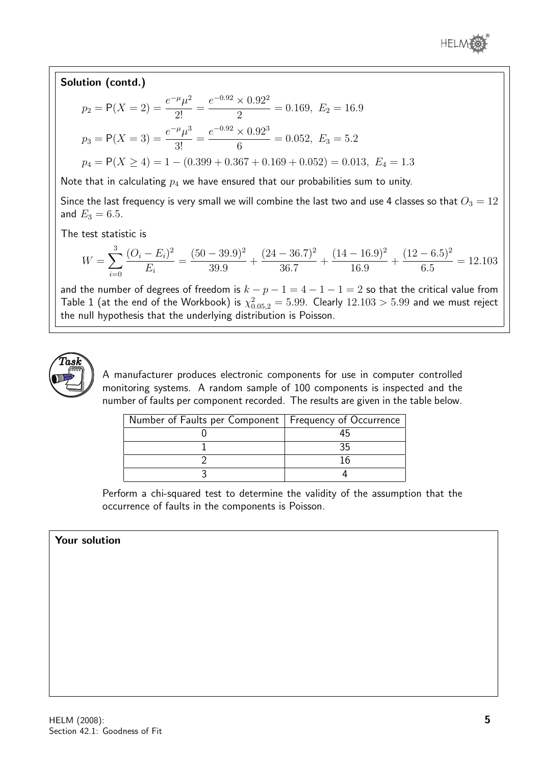**Solution (contd.)**

$$p_2 = \mathsf{P}(X=2) = \frac{e^{-\mu}\mu^2}{2!} = \frac{e^{-0.92} \times 0.92^2}{2} = 0.169, \; E_2 = 16.9$$

$$p_3 = \mathsf{P}(X=3) = \frac{e^{-\mu}\mu^3}{3!} = \frac{e^{-0.92} \times 0.92^3}{6} = 0.052, \; E_3 = 5.2$$

$$p_4 = \mathsf{P}(X \geq 4) = 1 - (0.399 + 0.367 + 0.169 + 0.052) = 0.013, \; E_4 = 1.3$$

Note that in calculating $p_4$ we have ensured that our probabilities sum to unity.

Since the last frequency is very small we will combine the last two and use 4 classes so that $O_3 = 12$ and $E_3 = 6.5$.

The test statistic is

$$W = \sum_{i=0}^{3} \frac{(O_i - E_i)^2}{E_i} = \frac{(50-39.9)^2}{39.9} + \frac{(24-36.7)^2}{36.7} + \frac{(14-16.9)^2}{16.9} + \frac{(12-6.5)^2}{6.5} = 12.103$$

and the number of degrees of freedom is $k - p - 1 = 4 - 1 - 1 = 2$ so that the critical value from Table 1 (at the end of the Workbook) is $\chi^2_{0.05,2} = 5.99$. Clearly $12.103 > 5.99$ and we must reject the null hypothesis that the underlying distribution is Poisson.

**Task**

A manufacturer produces electronic components for use in computer controlled monitoring systems. A random sample of 100 components is inspected and the number of faults per component recorded. The results are given in the table below.

| Number of Faults per Component | Frequency of Occurrence |
|---|---|
| 0 | 45 |
| 1 | 35 |
| 2 | 16 |
| 3 | 4 |

Perform a chi-squared test to determine the validity of the assumption that the occurrence of faults in the components is Poisson.

**Your solution**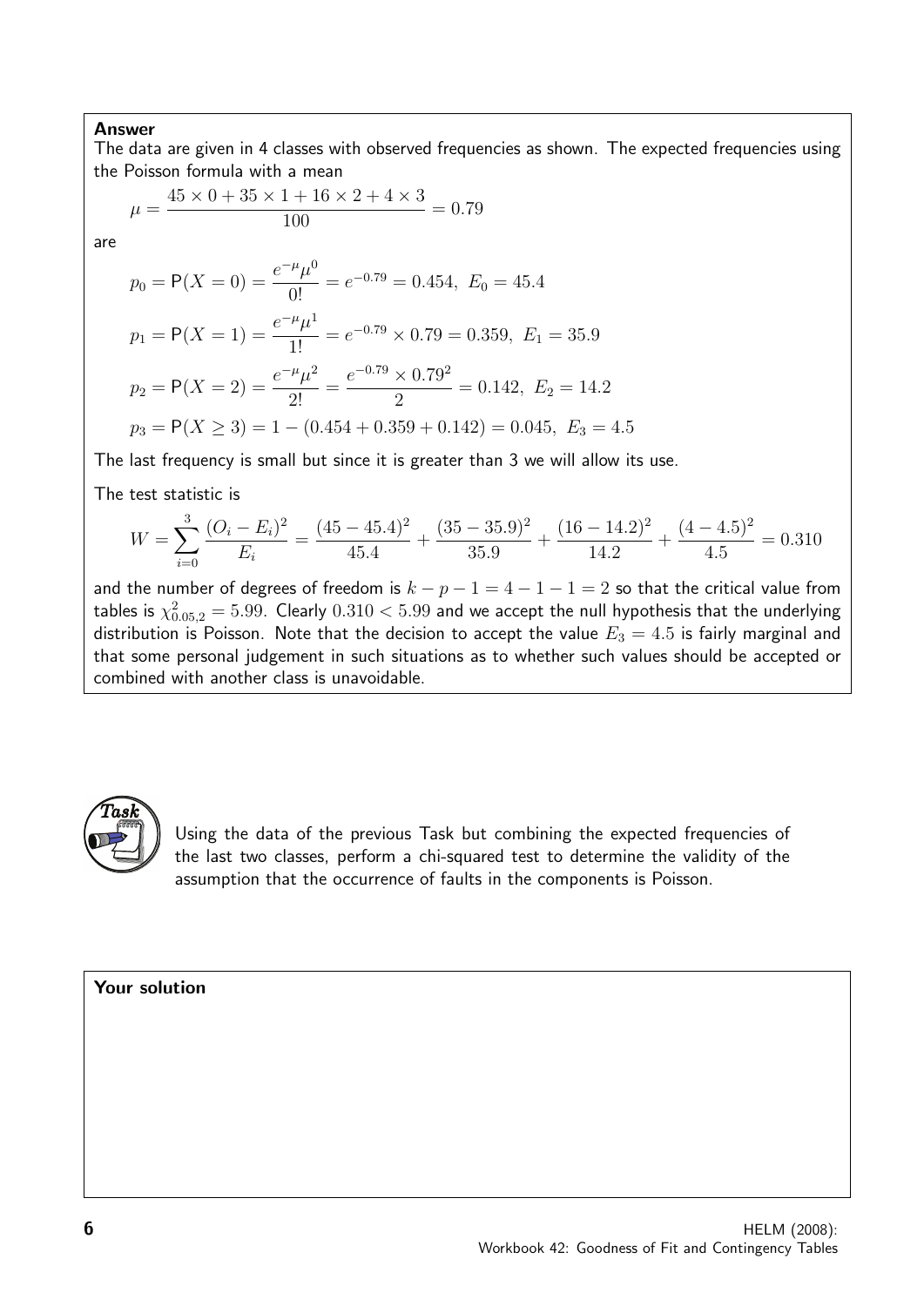**Answer**

The data are given in 4 classes with observed frequencies as shown. The expected frequencies using the Poisson formula with a mean

$$\mu = \frac{45 \times 0 + 35 \times 1 + 16 \times 2 + 4 \times 3}{100} = 0.79$$

are

$$p_0 = \mathsf{P}(X = 0) = \frac{e^{-\mu}\mu^0}{0!} = e^{-0.79} = 0.454, \; E_0 = 45.4$$

$$p_1 = \mathsf{P}(X = 1) = \frac{e^{-\mu}\mu^1}{1!} = e^{-0.79} \times 0.79 = 0.359, \; E_1 = 35.9$$

$$p_2 = \mathsf{P}(X = 2) = \frac{e^{-\mu}\mu^2}{2!} = \frac{e^{-0.79} \times 0.79^2}{2} = 0.142, \; E_2 = 14.2$$

$$p_3 = \mathsf{P}(X \geq 3) = 1 - (0.454 + 0.359 + 0.142) = 0.045, \; E_3 = 4.5$$

The last frequency is small but since it is greater than 3 we will allow its use.

The test statistic is

$$W = \sum_{i=0}^{3} \frac{(O_i - E_i)^2}{E_i} = \frac{(45 - 45.4)^2}{45.4} + \frac{(35 - 35.9)^2}{35.9} + \frac{(16 - 14.2)^2}{14.2} + \frac{(4 - 4.5)^2}{4.5} = 0.310$$

and the number of degrees of freedom is $k - p - 1 = 4 - 1 - 1 = 2$ so that the critical value from tables is $\chi^2_{0.05,2} = 5.99$. Clearly $0.310 < 5.99$ and we accept the null hypothesis that the underlying distribution is Poisson. Note that the decision to accept the value $E_3 = 4.5$ is fairly marginal and that some personal judgement in such situations as to whether such values should be accepted or combined with another class is unavoidable.

**Task**

Using the data of the previous Task but combining the expected frequencies of the last two classes, perform a chi-squared test to determine the validity of the assumption that the occurrence of faults in the components is Poisson.

**Your solution**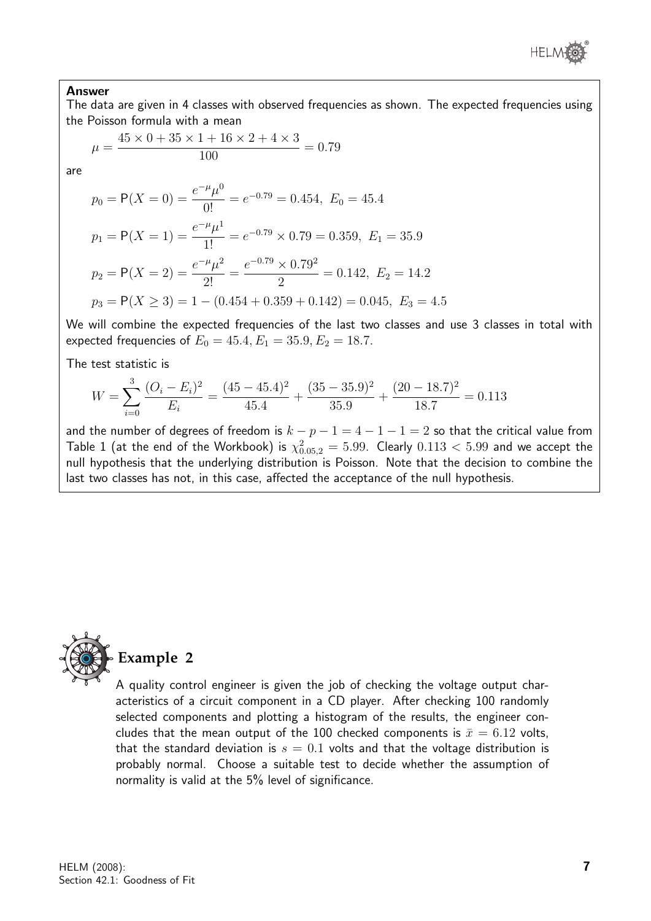**Answer**

The data are given in 4 classes with observed frequencies as shown. The expected frequencies using the Poisson formula with a mean

$$\mu = \frac{45 \times 0 + 35 \times 1 + 16 \times 2 + 4 \times 3}{100} = 0.79$$

are

$$p_0 = \mathsf{P}(X = 0) = \frac{e^{-\mu}\mu^0}{0!} = e^{-0.79} = 0.454, \; E_0 = 45.4$$

$$p_1 = \mathsf{P}(X = 1) = \frac{e^{-\mu}\mu^1}{1!} = e^{-0.79} \times 0.79 = 0.359, \; E_1 = 35.9$$

$$p_2 = \mathsf{P}(X = 2) = \frac{e^{-\mu}\mu^2}{2!} = \frac{e^{-0.79} \times 0.79^2}{2} = 0.142, \; E_2 = 14.2$$

$$p_3 = \mathsf{P}(X \geq 3) = 1 - (0.454 + 0.359 + 0.142) = 0.045, \; E_3 = 4.5$$

We will combine the expected frequencies of the last two classes and use 3 classes in total with expected frequencies of $E_0 = 45.4, E_1 = 35.9, E_2 = 18.7$.

The test statistic is

$$W = \sum_{i=0}^{3} \frac{(O_i - E_i)^2}{E_i} = \frac{(45 - 45.4)^2}{45.4} + \frac{(35 - 35.9)^2}{35.9} + \frac{(20 - 18.7)^2}{18.7} = 0.113$$

and the number of degrees of freedom is $k - p - 1 = 4 - 1 - 1 = 2$ so that the critical value from Table 1 (at the end of the Workbook) is $\chi^2_{0.05,2} = 5.99$. Clearly $0.113 < 5.99$ and we accept the null hypothesis that the underlying distribution is Poisson. Note that the decision to combine the last two classes has not, in this case, affected the acceptance of the null hypothesis.

## Example 2

A quality control engineer is given the job of checking the voltage output characteristics of a circuit component in a CD player. After checking 100 randomly selected components and plotting a histogram of the results, the engineer concludes that the mean output of the 100 checked components is $\bar{x} = 6.12$ volts, that the standard deviation is $s = 0.1$ volts and that the voltage distribution is probably normal. Choose a suitable test to decide whether the assumption of normality is valid at the 5% level of significance.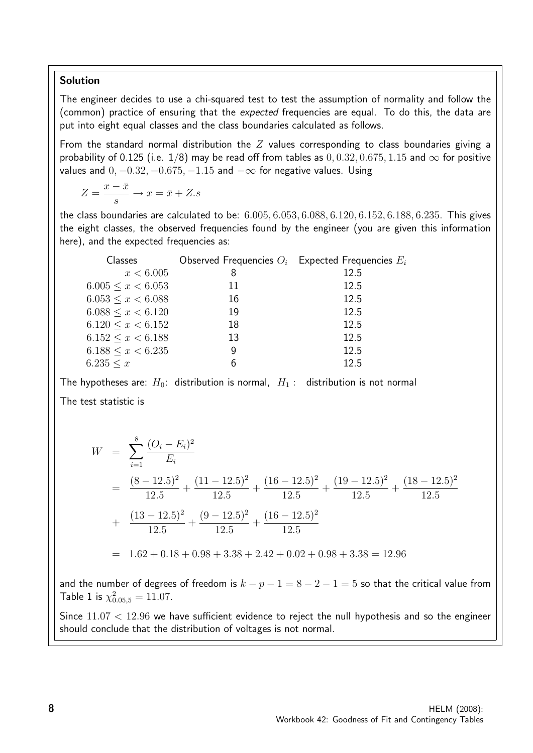**Solution**

The engineer decides to use a chi-squared test to test the assumption of normality and follow the (common) practice of ensuring that the *expected* frequencies are equal. To do this, the data are put into eight equal classes and the class boundaries calculated as follows.

From the standard normal distribution the $Z$ values corresponding to class boundaries giving a probability of 0.125 (i.e. $1/8$) may be read off from tables as $0, 0.32, 0.675, 1.15$ and $\infty$ for positive values and $0, -0.32, -0.675, -1.15$ and $-\infty$ for negative values. Using

$$Z = \frac{x - \bar{x}}{s} \rightarrow x = \bar{x} + Z.s$$

the class boundaries are calculated to be: $6.005, 6.053, 6.088, 6.120, 6.152, 6.188, 6.235$. This gives the eight classes, the observed frequencies found by the engineer (you are given this information here), and the expected frequencies as:

| Classes | Observed Frequencies $O_i$ | Expected Frequencies $E_i$ |
|---|---|---|
| $x < 6.005$ | 8 | 12.5 |
| $6.005 \leq x < 6.053$ | 11 | 12.5 |
| $6.053 \leq x < 6.088$ | 16 | 12.5 |
| $6.088 \leq x < 6.120$ | 19 | 12.5 |
| $6.120 \leq x < 6.152$ | 18 | 12.5 |
| $6.152 \leq x < 6.188$ | 13 | 12.5 |
| $6.188 \leq x < 6.235$ | 9 | 12.5 |
| $6.235 \leq x$ | 6 | 12.5 |

The hypotheses are: $H_0$: distribution is normal, $H_1$ : distribution is not normal

The test statistic is

$$
\begin{aligned}
W &= \sum_{i=1}^{8} \frac{(O_i - E_i)^2}{E_i} \\
&= \frac{(8-12.5)^2}{12.5} + \frac{(11-12.5)^2}{12.5} + \frac{(16-12.5)^2}{12.5} + \frac{(19-12.5)^2}{12.5} + \frac{(18-12.5)^2}{12.5} \\
&+ \frac{(13-12.5)^2}{12.5} + \frac{(9-12.5)^2}{12.5} + \frac{(16-12.5)^2}{12.5} \\
&= 1.62 + 0.18 + 0.98 + 3.38 + 2.42 + 0.02 + 0.98 + 3.38 = 12.96
\end{aligned}
$$

and the number of degrees of freedom is $k - p - 1 = 8 - 2 - 1 = 5$ so that the critical value from Table 1 is $\chi^2_{0.05,5} = 11.07$.

Since $11.07 < 12.96$ we have sufficient evidence to reject the null hypothesis and so the engineer should conclude that the distribution of voltages is not normal.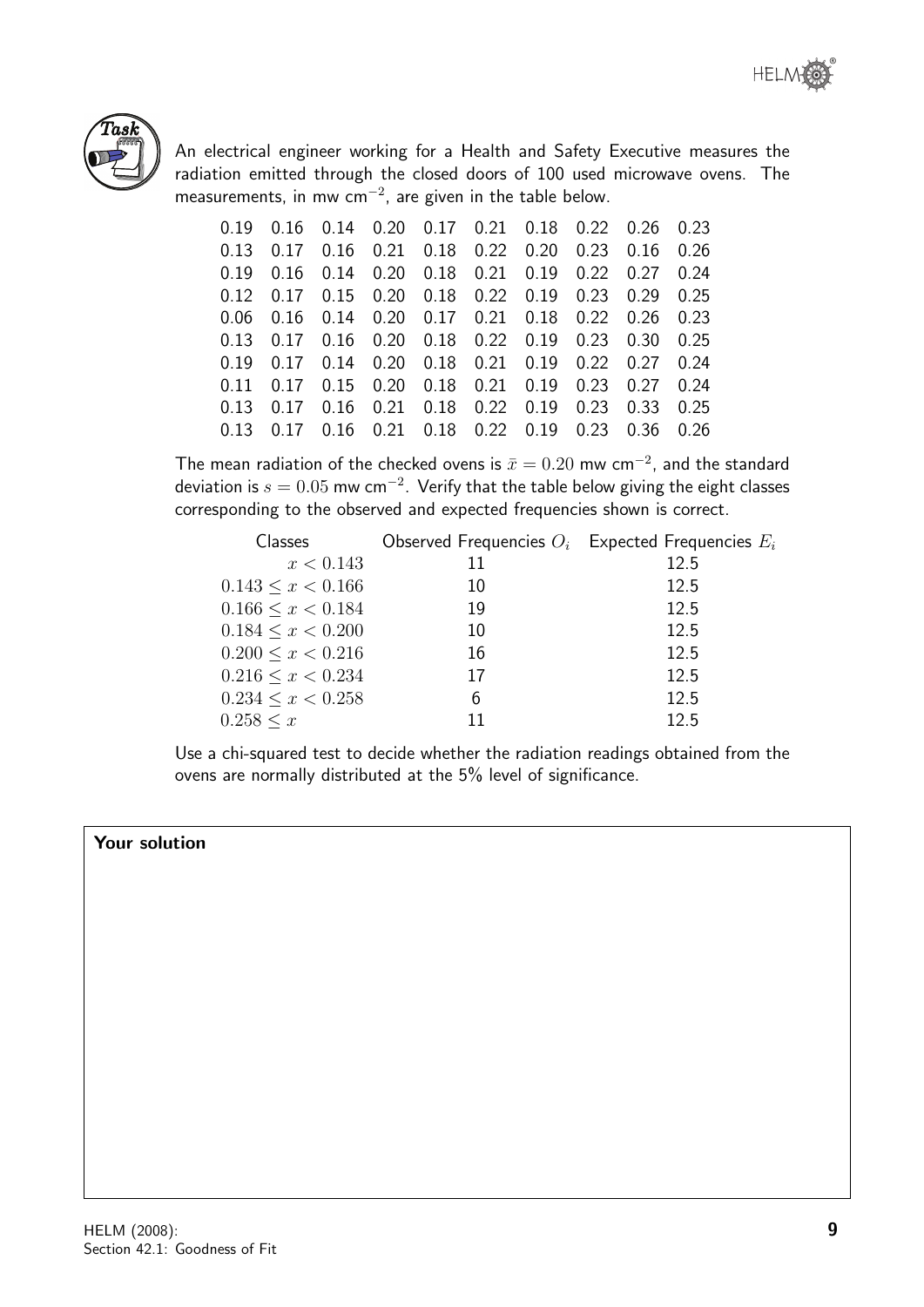**Task**

An electrical engineer working for a Health and Safety Executive measures the radiation emitted through the closed doors of 100 used microwave ovens. The measurements, in mw cm$^{-2}$, are given in the table below.

| | | | | | | | | | |
|---|---|---|---|---|---|---|---|---|---|
| 0.19 | 0.16 | 0.14 | 0.20 | 0.17 | 0.21 | 0.18 | 0.22 | 0.26 | 0.23 |
| 0.13 | 0.17 | 0.16 | 0.21 | 0.18 | 0.22 | 0.20 | 0.23 | 0.16 | 0.26 |
| 0.19 | 0.16 | 0.14 | 0.20 | 0.18 | 0.21 | 0.19 | 0.22 | 0.27 | 0.24 |
| 0.12 | 0.17 | 0.15 | 0.20 | 0.18 | 0.22 | 0.19 | 0.23 | 0.29 | 0.25 |
| 0.06 | 0.16 | 0.14 | 0.20 | 0.17 | 0.21 | 0.18 | 0.22 | 0.26 | 0.23 |
| 0.13 | 0.17 | 0.16 | 0.20 | 0.18 | 0.22 | 0.19 | 0.23 | 0.30 | 0.25 |
| 0.19 | 0.17 | 0.14 | 0.20 | 0.18 | 0.21 | 0.19 | 0.22 | 0.27 | 0.24 |
| 0.11 | 0.17 | 0.15 | 0.20 | 0.18 | 0.21 | 0.19 | 0.23 | 0.27 | 0.24 |
| 0.13 | 0.17 | 0.16 | 0.21 | 0.18 | 0.22 | 0.19 | 0.23 | 0.33 | 0.25 |
| 0.13 | 0.17 | 0.16 | 0.21 | 0.18 | 0.22 | 0.19 | 0.23 | 0.36 | 0.26 |

The mean radiation of the checked ovens is $\bar{x} = 0.20$ mw cm$^{-2}$, and the standard deviation is $s = 0.05$ mw cm$^{-2}$. Verify that the table below giving the eight classes corresponding to the observed and expected frequencies shown is correct.

| Classes | Observed Frequencies $O_i$ | Expected Frequencies $E_i$ |
|---|---|---|
| $x < 0.143$ | 11 | 12.5 |
| $0.143 \leq x < 0.166$ | 10 | 12.5 |
| $0.166 \leq x < 0.184$ | 19 | 12.5 |
| $0.184 \leq x < 0.200$ | 10 | 12.5 |
| $0.200 \leq x < 0.216$ | 16 | 12.5 |
| $0.216 \leq x < 0.234$ | 17 | 12.5 |
| $0.234 \leq x < 0.258$ | 6 | 12.5 |
| $0.258 \leq x$ | 11 | 12.5 |

Use a chi-squared test to decide whether the radiation readings obtained from the ovens are normally distributed at the 5% level of significance.

**Your solution**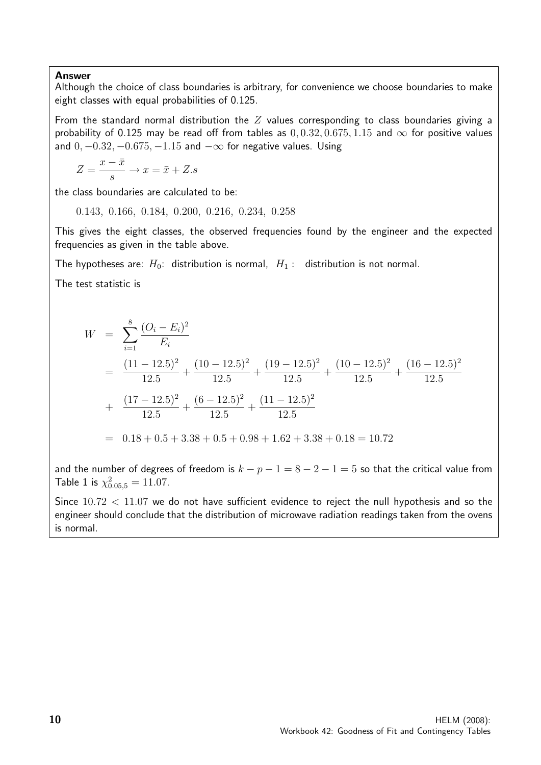**Answer**

Although the choice of class boundaries is arbitrary, for convenience we choose boundaries to make eight classes with equal probabilities of 0.125.

From the standard normal distribution the $Z$ values corresponding to class boundaries giving a probability of 0.125 may be read off from tables as $0, 0.32, 0.675, 1.15$ and $\infty$ for positive values and $0, -0.32, -0.675, -1.15$ and $-\infty$ for negative values. Using

$$Z = \frac{x - \bar{x}}{s} \rightarrow x = \bar{x} + Z.s$$

the class boundaries are calculated to be:

$$0.143,\ 0.166,\ 0.184,\ 0.200,\ 0.216,\ 0.234,\ 0.258$$

This gives the eight classes, the observed frequencies found by the engineer and the expected frequencies as given in the table above.

The hypotheses are: $H_0$: distribution is normal, $H_1$ : distribution is not normal.

The test statistic is

$$\begin{aligned}
W &= \sum_{i=1}^{8} \frac{(O_i - E_i)^2}{E_i} \\
&= \frac{(11-12.5)^2}{12.5} + \frac{(10-12.5)^2}{12.5} + \frac{(19-12.5)^2}{12.5} + \frac{(10-12.5)^2}{12.5} + \frac{(16-12.5)^2}{12.5} \\
&+ \frac{(17-12.5)^2}{12.5} + \frac{(6-12.5)^2}{12.5} + \frac{(11-12.5)^2}{12.5} \\
&= 0.18 + 0.5 + 3.38 + 0.5 + 0.98 + 1.62 + 3.38 + 0.18 = 10.72
\end{aligned}$$

and the number of degrees of freedom is $k - p - 1 = 8 - 2 - 1 = 5$ so that the critical value from Table 1 is $\chi^2_{0.05,5} = 11.07$.

Since $10.72 < 11.07$ we do not have sufficient evidence to reject the null hypothesis and so the engineer should conclude that the distribution of microwave radiation readings taken from the ovens is normal.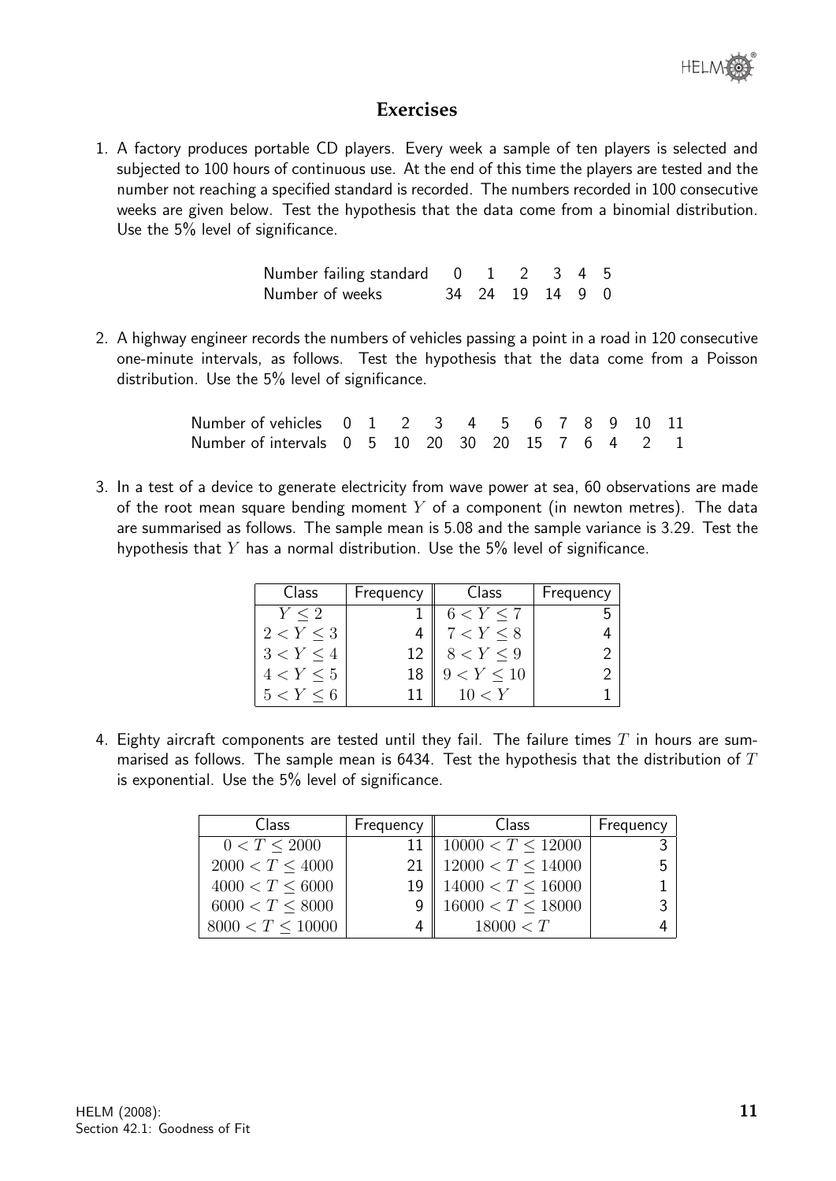## Exercises

1. A factory produces portable CD players. Every week a sample of ten players is selected and subjected to 100 hours of continuous use. At the end of this time the players are tested and the number not reaching a specified standard is recorded. The numbers recorded in 100 consecutive weeks are given below. Test the hypothesis that the data come from a binomial distribution. Use the 5% level of significance.

| Number failing standard | 0 | 1 | 2 | 3 | 4 | 5 |
|---|---|---|---|---|---|---|
| Number of weeks | 34 | 24 | 19 | 14 | 9 | 0 |

2. A highway engineer records the numbers of vehicles passing a point in a road in 120 consecutive one-minute intervals, as follows. Test the hypothesis that the data come from a Poisson distribution. Use the 5% level of significance.

| Number of vehicles | 0 | 1 | 2 | 3 | 4 | 5 | 6 | 7 | 8 | 9 | 10 | 11 |
|---|---|---|---|---|---|---|---|---|---|---|---|---|
| Number of intervals | 0 | 5 | 10 | 20 | 30 | 20 | 15 | 7 | 6 | 4 | 2 | 1 |

3. In a test of a device to generate electricity from wave power at sea, 60 observations are made of the root mean square bending moment $Y$ of a component (in newton metres). The data are summarised as follows. The sample mean is 5.08 and the sample variance is 3.29. Test the hypothesis that $Y$ has a normal distribution. Use the 5% level of significance.

| Class | Frequency | Class | Frequency |
|---|---|---|---|
| $Y \leq 2$ | 1 | $6 < Y \leq 7$ | 5 |
| $2 < Y \leq 3$ | 4 | $7 < Y \leq 8$ | 4 |
| $3 < Y \leq 4$ | 12 | $8 < Y \leq 9$ | 2 |
| $4 < Y \leq 5$ | 18 | $9 < Y \leq 10$ | 2 |
| $5 < Y \leq 6$ | 11 | $10 < Y$ | 1 |

4. Eighty aircraft components are tested until they fail. The failure times $T$ in hours are summarised as follows. The sample mean is 6434. Test the hypothesis that the distribution of $T$ is exponential. Use the 5% level of significance.

| Class | Frequency | Class | Frequency |
|---|---|---|---|
| $0 < T \leq 2000$ | 11 | $10000 < T \leq 12000$ | 3 |
| $2000 < T \leq 4000$ | 21 | $12000 < T \leq 14000$ | 5 |
| $4000 < T \leq 6000$ | 19 | $14000 < T \leq 16000$ | 1 |
| $6000 < T \leq 8000$ | 9 | $16000 < T \leq 18000$ | 3 |
| $8000 < T \leq 10000$ | 4 | $18000 < T$ | 4 |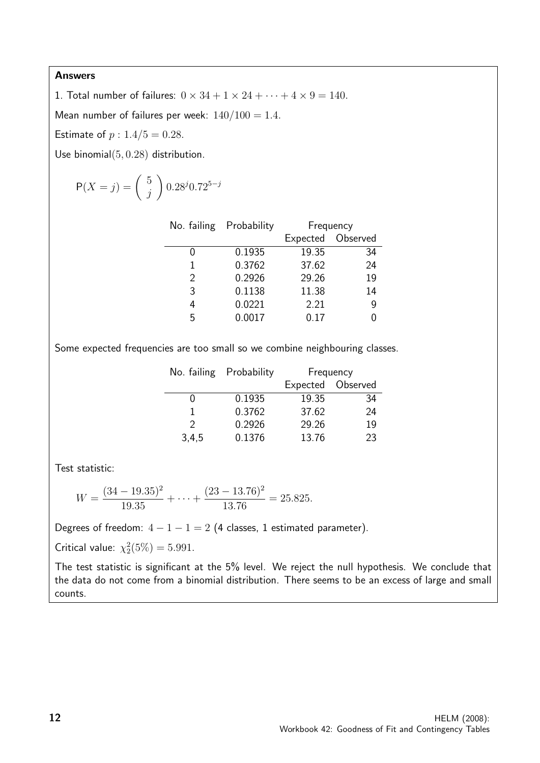**Answers**

1. Total number of failures: $0 \times 34 + 1 \times 24 + \cdots + 4 \times 9 = 140$.

Mean number of failures per week: $140/100 = 1.4$.

Estimate of $p : 1.4/5 = 0.28$.

Use binomial$(5, 0.28)$ distribution.

$$\mathrm{P}(X = j) = \left( \begin{array}{c} 5 \\ j \end{array} \right) 0.28^j 0.72^{5-j}$$

| No. failing | Probability | Frequency | |
|---|---|---|---|
| | | Expected | Observed |
| 0 | 0.1935 | 19.35 | 34 |
| 1 | 0.3762 | 37.62 | 24 |
| 2 | 0.2926 | 29.26 | 19 |
| 3 | 0.1138 | 11.38 | 14 |
| 4 | 0.0221 | 2.21 | 9 |
| 5 | 0.0017 | 0.17 | 0 |

Some expected frequencies are too small so we combine neighbouring classes.

| No. failing | Probability | Frequency | |
|---|---|---|---|
| | | Expected | Observed |
| 0 | 0.1935 | 19.35 | 34 |
| 1 | 0.3762 | 37.62 | 24 |
| 2 | 0.2926 | 29.26 | 19 |
| 3,4,5 | 0.1376 | 13.76 | 23 |

Test statistic:

$$W = \frac{(34 - 19.35)^2}{19.35} + \cdots + \frac{(23 - 13.76)^2}{13.76} = 25.825.$$

Degrees of freedom: $4 - 1 - 1 = 2$ (4 classes, 1 estimated parameter).

Critical value: $\chi^2_2(5\%) = 5.991$.

The test statistic is significant at the 5% level. We reject the null hypothesis. We conclude that the data do not come from a binomial distribution. There seems to be an excess of large and small counts.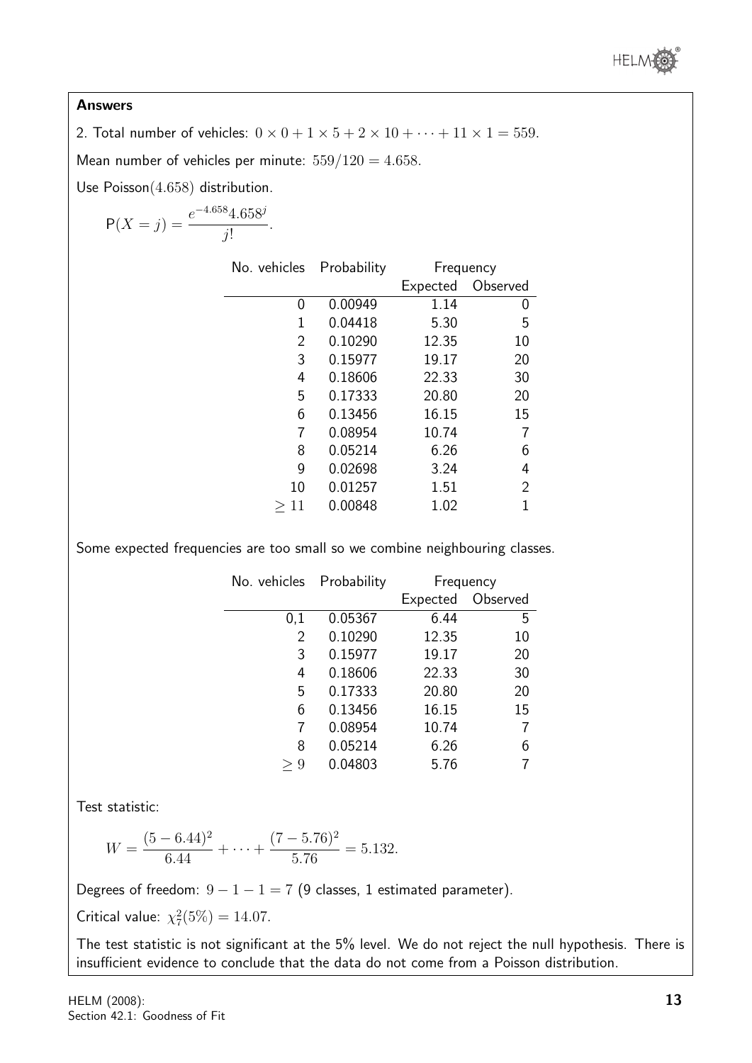**Answers**

2. Total number of vehicles: $0 \times 0 + 1 \times 5 + 2 \times 10 + \cdots + 11 \times 1 = 559$.

Mean number of vehicles per minute: $559/120 = 4.658$.

Use Poisson$(4.658)$ distribution.

$$\mathrm{P}(X = j) = \frac{e^{-4.658} 4.658^j}{j!}.$$

| No. vehicles | Probability | Frequency | |
|---|---|---|---|
| | | Expected | Observed |
| 0 | 0.00949 | 1.14 | 0 |
| 1 | 0.04418 | 5.30 | 5 |
| 2 | 0.10290 | 12.35 | 10 |
| 3 | 0.15977 | 19.17 | 20 |
| 4 | 0.18606 | 22.33 | 30 |
| 5 | 0.17333 | 20.80 | 20 |
| 6 | 0.13456 | 16.15 | 15 |
| 7 | 0.08954 | 10.74 | 7 |
| 8 | 0.05214 | 6.26 | 6 |
| 9 | 0.02698 | 3.24 | 4 |
| 10 | 0.01257 | 1.51 | 2 |
| $\geq 11$ | 0.00848 | 1.02 | 1 |

Some expected frequencies are too small so we combine neighbouring classes.

| No. vehicles | Probability | Frequency | |
|---|---|---|---|
| | | Expected | Observed |
| 0,1 | 0.05367 | 6.44 | 5 |
| 2 | 0.10290 | 12.35 | 10 |
| 3 | 0.15977 | 19.17 | 20 |
| 4 | 0.18606 | 22.33 | 30 |
| 5 | 0.17333 | 20.80 | 20 |
| 6 | 0.13456 | 16.15 | 15 |
| 7 | 0.08954 | 10.74 | 7 |
| 8 | 0.05214 | 6.26 | 6 |
| $\geq 9$ | 0.04803 | 5.76 | 7 |

Test statistic:

$$W = \frac{(5 - 6.44)^2}{6.44} + \cdots + \frac{(7 - 5.76)^2}{5.76} = 5.132.$$

Degrees of freedom: $9 - 1 - 1 = 7$ (9 classes, 1 estimated parameter).

Critical value: $\chi^2_7(5\%) = 14.07$.

The test statistic is not significant at the 5% level. We do not reject the null hypothesis. There is insufficient evidence to conclude that the data do not come from a Poisson distribution.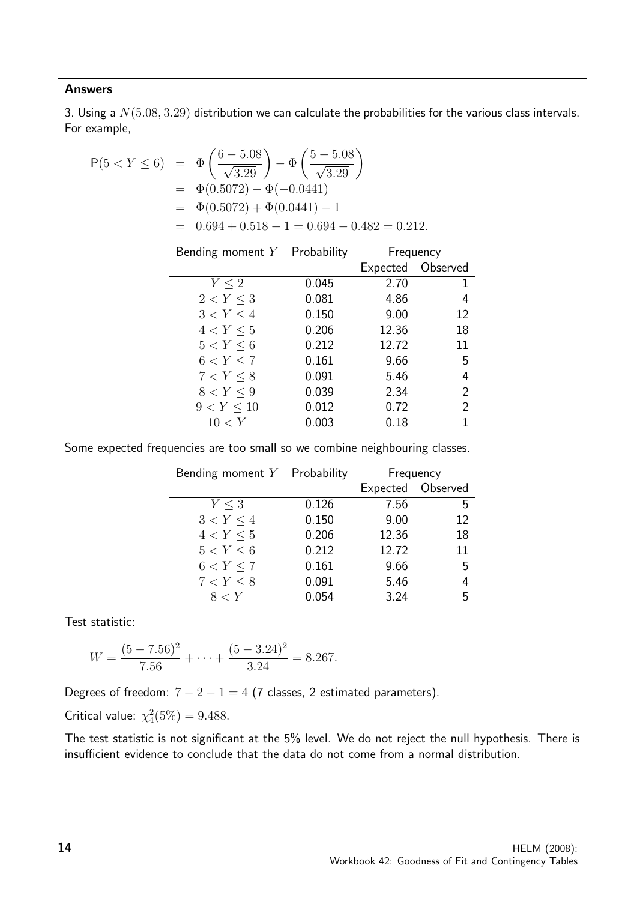**Answers**

3. Using a $N(5.08, 3.29)$ distribution we can calculate the probabilities for the various class intervals. For example,

$$
\begin{aligned}
\mathsf{P}(5 < Y \leq 6) &= \Phi\left(\frac{6 - 5.08}{\sqrt{3.29}}\right) - \Phi\left(\frac{5 - 5.08}{\sqrt{3.29}}\right) \\
&= \Phi(0.5072) - \Phi(-0.0441) \\
&= \Phi(0.5072) + \Phi(0.0441) - 1 \\
&= 0.694 + 0.518 - 1 = 0.694 - 0.482 = 0.212.
\end{aligned}
$$

| Bending moment $Y$ | Probability | Frequency | |
|---|---|---|---|
| | | Expected | Observed |
| $Y \leq 2$ | 0.045 | 2.70 | 1 |
| $2 < Y \leq 3$ | 0.081 | 4.86 | 4 |
| $3 < Y \leq 4$ | 0.150 | 9.00 | 12 |
| $4 < Y \leq 5$ | 0.206 | 12.36 | 18 |
| $5 < Y \leq 6$ | 0.212 | 12.72 | 11 |
| $6 < Y \leq 7$ | 0.161 | 9.66 | 5 |
| $7 < Y \leq 8$ | 0.091 | 5.46 | 4 |
| $8 < Y \leq 9$ | 0.039 | 2.34 | 2 |
| $9 < Y \leq 10$ | 0.012 | 0.72 | 2 |
| $10 < Y$ | 0.003 | 0.18 | 1 |

Some expected frequencies are too small so we combine neighbouring classes.

| Bending moment $Y$ | Probability | Frequency | |
|---|---|---|---|
| | | Expected | Observed |
| $Y \leq 3$ | 0.126 | 7.56 | 5 |
| $3 < Y \leq 4$ | 0.150 | 9.00 | 12 |
| $4 < Y \leq 5$ | 0.206 | 12.36 | 18 |
| $5 < Y \leq 6$ | 0.212 | 12.72 | 11 |
| $6 < Y \leq 7$ | 0.161 | 9.66 | 5 |
| $7 < Y \leq 8$ | 0.091 | 5.46 | 4 |
| $8 < Y$ | 0.054 | 3.24 | 5 |

Test statistic:

$$
W = \frac{(5 - 7.56)^2}{7.56} + \cdots + \frac{(5 - 3.24)^2}{3.24} = 8.267.
$$

Degrees of freedom: $7 - 2 - 1 = 4$ (7 classes, 2 estimated parameters).

Critical value: $\chi^2_4(5\%) = 9.488$.

The test statistic is not significant at the 5% level. We do not reject the null hypothesis. There is insufficient evidence to conclude that the data do not come from a normal distribution.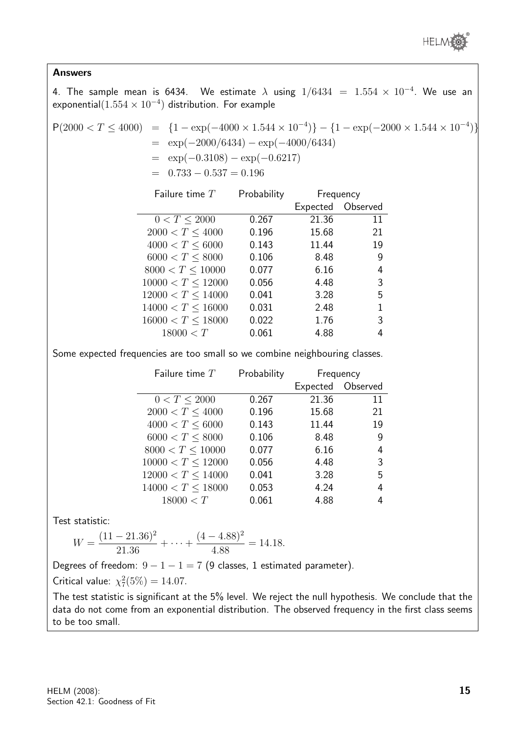**Answers**

4. The sample mean is 6434. We estimate $\lambda$ using $1/6434 = 1.554 \times 10^{-4}$. We use an exponential$(1.554 \times 10^{-4})$ distribution. For example

$$
\begin{aligned}
\mathsf{P}(2000 < T \leq 4000) &= \{1 - \exp(-4000 \times 1.544 \times 10^{-4})\} - \{1 - \exp(-2000 \times 1.544 \times 10^{-4})\} \\
&= \exp(-2000/6434) - \exp(-4000/6434) \\
&= \exp(-0.3108) - \exp(-0.6217) \\
&= 0.733 - 0.537 = 0.196
\end{aligned}
$$

| Failure time $T$ | Probability | Frequency | |
|---|---|---|---|
| | | Expected | Observed |
| $0 < T \leq 2000$ | 0.267 | 21.36 | 11 |
| $2000 < T \leq 4000$ | 0.196 | 15.68 | 21 |
| $4000 < T \leq 6000$ | 0.143 | 11.44 | 19 |
| $6000 < T \leq 8000$ | 0.106 | 8.48 | 9 |
| $8000 < T \leq 10000$ | 0.077 | 6.16 | 4 |
| $10000 < T \leq 12000$ | 0.056 | 4.48 | 3 |
| $12000 < T \leq 14000$ | 0.041 | 3.28 | 5 |
| $14000 < T \leq 16000$ | 0.031 | 2.48 | 1 |
| $16000 < T \leq 18000$ | 0.022 | 1.76 | 3 |
| $18000 < T$ | 0.061 | 4.88 | 4 |

Some expected frequencies are too small so we combine neighbouring classes.

| Failure time $T$ | Probability | Frequency | |
|---|---|---|---|
| | | Expected | Observed |
| $0 < T \leq 2000$ | 0.267 | 21.36 | 11 |
| $2000 < T \leq 4000$ | 0.196 | 15.68 | 21 |
| $4000 < T \leq 6000$ | 0.143 | 11.44 | 19 |
| $6000 < T \leq 8000$ | 0.106 | 8.48 | 9 |
| $8000 < T \leq 10000$ | 0.077 | 6.16 | 4 |
| $10000 < T \leq 12000$ | 0.056 | 4.48 | 3 |
| $12000 < T \leq 14000$ | 0.041 | 3.28 | 5 |
| $14000 < T \leq 18000$ | 0.053 | 4.24 | 4 |
| $18000 < T$ | 0.061 | 4.88 | 4 |

Test statistic:

$$W = \frac{(11 - 21.36)^2}{21.36} + \cdots + \frac{(4 - 4.88)^2}{4.88} = 14.18.$$

Degrees of freedom: $9 - 1 - 1 = 7$ (9 classes, 1 estimated parameter).

Critical value: $\chi^2_7(5\%) = 14.07$.

The test statistic is significant at the 5% level. We reject the null hypothesis. We conclude that the data do not come from an exponential distribution. The observed frequency in the first class seems to be too small.